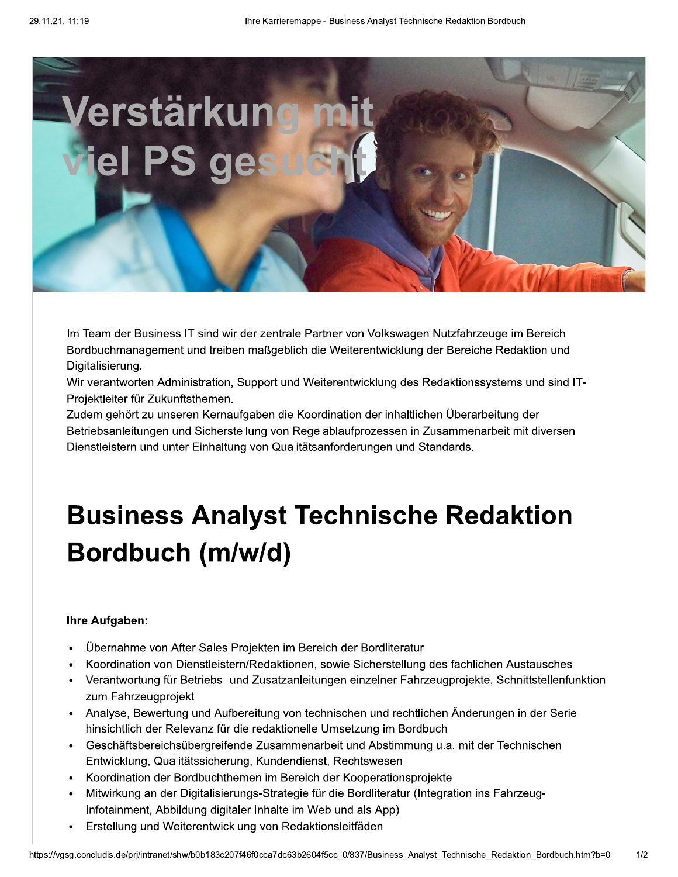Verstärkung mit viel PS gesucht

Im Team der Business IT sind wir der zentrale Partner von Volkswagen Nutzfahrzeuge im Bereich Bordbuchmanagement und treiben maßgeblich die Weiterentwicklung der Bereiche Redaktion und Digitalisierung.
Wir verantworten Administration, Support und Weiterentwicklung des Redaktionssystems und sind IT-Projektleiter für Zukunftsthemen.
Zudem gehört zu unseren Kernaufgaben die Koordination der inhaltlichen Überarbeitung der Betriebsanleitungen und Sicherstellung von Regelablaufprozessen in Zusammenarbeit mit diversen Dienstleistern und unter Einhaltung von Qualitätsanforderungen und Standards.

# Business Analyst Technische Redaktion Bordbuch (m/w/d)

**Ihre Aufgaben:**

- Übernahme von After Sales Projekten im Bereich der Bordliteratur
- Koordination von Dienstleistern/Redaktionen, sowie Sicherstellung des fachlichen Austausches
- Verantwortung für Betriebs- und Zusatzanleitungen einzelner Fahrzeugprojekte, Schnittstellenfunktion zum Fahrzeugprojekt
- Analyse, Bewertung und Aufbereitung von technischen und rechtlichen Änderungen in der Serie hinsichtlich der Relevanz für die redaktionelle Umsetzung im Bordbuch
- Geschäftsbereichsübergreifende Zusammenarbeit und Abstimmung u.a. mit der Technischen Entwicklung, Qualitätssicherung, Kundendienst, Rechtswesen
- Koordination der Bordbuchthemen im Bereich der Kooperationsprojekte
- Mitwirkung an der Digitalisierungs-Strategie für die Bordliteratur (Integration ins Fahrzeug-Infotainment, Abbildung digitaler Inhalte im Web und als App)
- Erstellung und Weiterentwicklung von Redaktionsleitfäden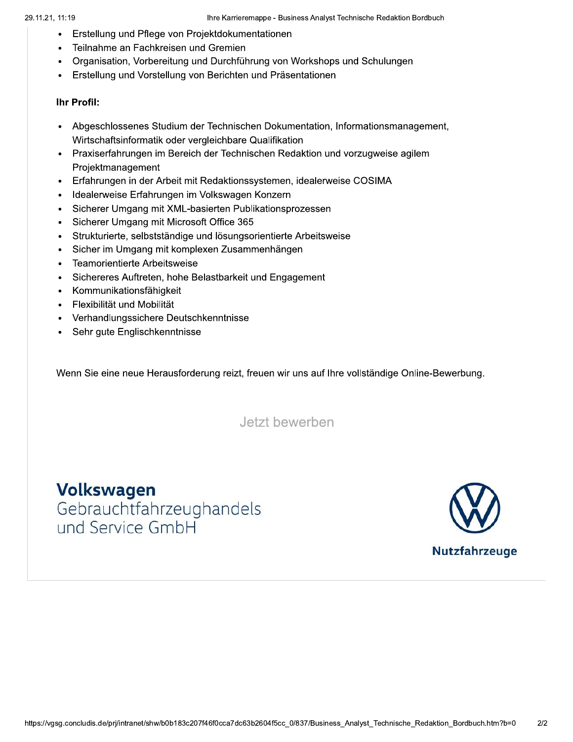- Erstellung und Pflege von Projektdokumentationen
- Teilnahme an Fachkreisen und Gremien
- Organisation, Vorbereitung und Durchführung von Workshops und Schulungen
- Erstellung und Vorstellung von Berichten und Präsentationen

**Ihr Profil:**

- Abgeschlossenes Studium der Technischen Dokumentation, Informationsmanagement, Wirtschaftsinformatik oder vergleichbare Qualifikation
- Praxiserfahrungen im Bereich der Technischen Redaktion und vorzugweise agilem Projektmanagement
- Erfahrungen in der Arbeit mit Redaktionssystemen, idealerweise COSIMA
- Idealerweise Erfahrungen im Volkswagen Konzern
- Sicherer Umgang mit XML-basierten Publikationsprozessen
- Sicherer Umgang mit Microsoft Office 365
- Strukturierte, selbstständige und lösungsorientierte Arbeitsweise
- Sicher im Umgang mit komplexen Zusammenhängen
- Teamorientierte Arbeitsweise
- Sichereres Auftreten, hohe Belastbarkeit und Engagement
- Kommunikationsfähigkeit
- Flexibilität und Mobilität
- Verhandlungssichere Deutschkenntnisse
- Sehr gute Englischkenntnisse

Wenn Sie eine neue Herausforderung reizt, freuen wir uns auf Ihre vollständige Online-Bewerbung.

Jetzt bewerben

**Volkswagen**
Gebrauchtfahrzeughandels
und Service GmbH

**Nutzfahrzeuge**